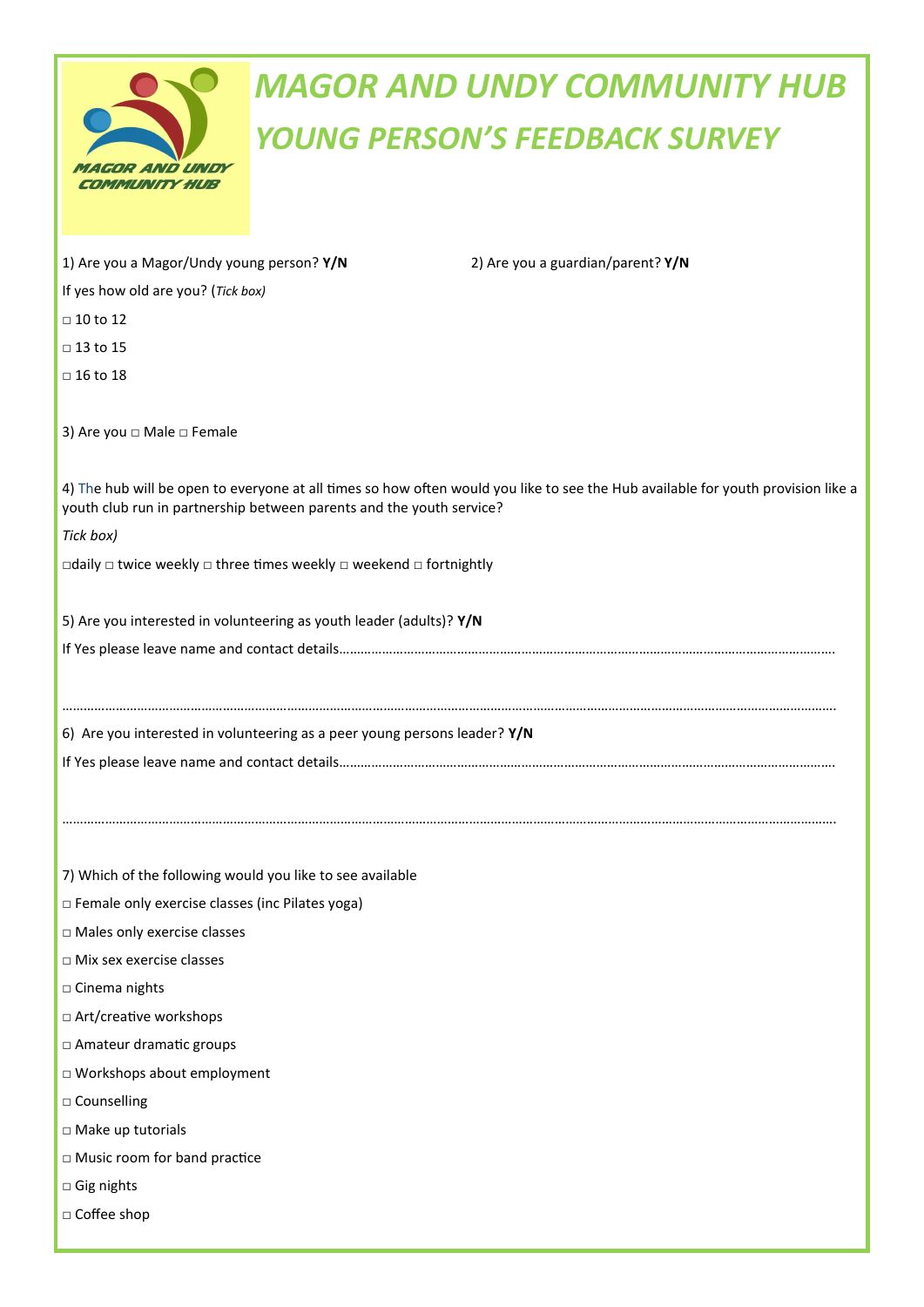# MAGOR AND UNDY COMMUNITY HUB

## YOUNG PERSON'S FEEDBACK SURVEY

1) Are you a Magor/Undy young person? **Y/N**

2) Are you a guardian/parent? **Y/N**

If yes how old are you? (*Tick box)*

□ 10 to 12

□ 13 to 15

□ 16 to 18

3) Are you □ Male □ Female

4) The hub will be open to everyone at all times so how often would you like to see the Hub available for youth provision like a youth club run in partnership between parents and the youth service?

*Tick box)*

□daily □ twice weekly □ three times weekly □ weekend □ fortnightly

5) Are you interested in volunteering as youth leader (adults)? **Y/N**

If Yes please leave name and contact details……………………………………………………………………………………………………………….

……………………………………………………………………………………………………………………………………………………………………………

6) Are you interested in volunteering as a peer young persons leader? **Y/N**

If Yes please leave name and contact details……………………………………………………………………………………………………………….

……………………………………………………………………………………………………………………………………………………………………………

7) Which of the following would you like to see available

□ Female only exercise classes (inc Pilates yoga)

□ Males only exercise classes

□ Mix sex exercise classes

□ Cinema nights

□ Art/creative workshops

□ Amateur dramatic groups

□ Workshops about employment

□ Counselling

□ Make up tutorials

□ Music room for band practice

□ Gig nights

□ Coffee shop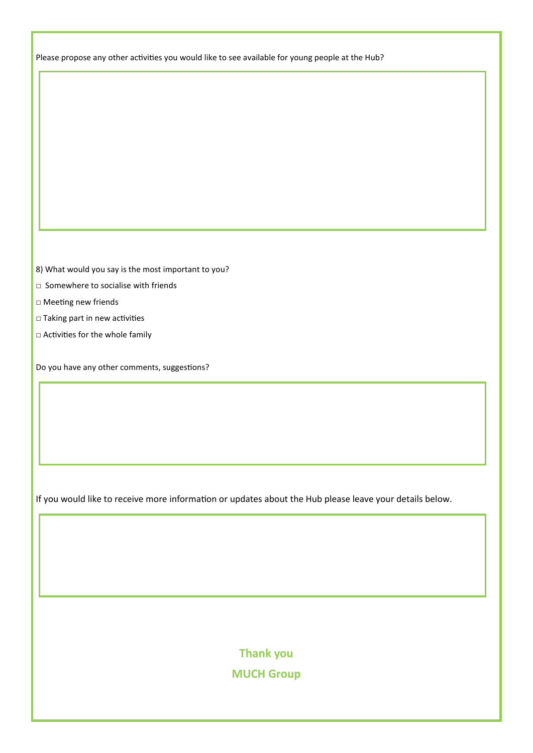Please propose any other activities you would like to see available for young people at the Hub?

8) What would you say is the most important to you?

□ Somewhere to socialise with friends

□ Meeting new friends

□ Taking part in new activities

□ Activities for the whole family

Do you have any other comments, suggestions?

If you would like to receive more information or updates about the Hub please leave your details below.

**Thank you**

**MUCH Group**